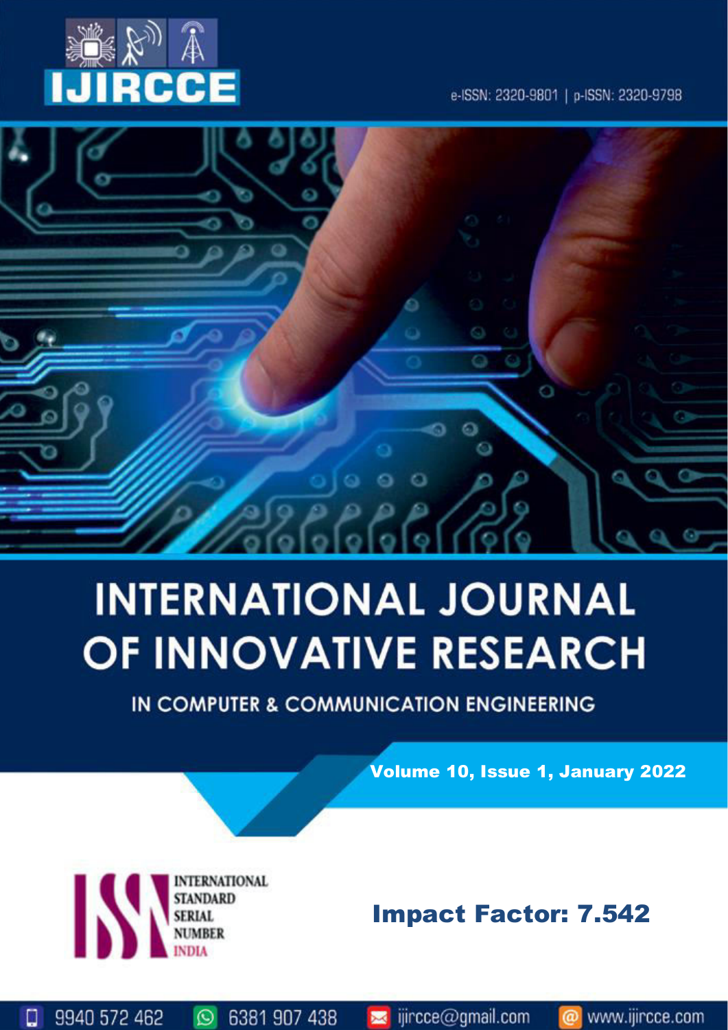IJIRCCE

e-ISSN: 2320-9801 | p-ISSN: 2320-9798

# INTERNATIONAL JOURNAL OF INNOVATIVE RESEARCH

IN COMPUTER & COMMUNICATION ENGINEERING

**Volume 10, Issue 1, January 2022**

INTERNATIONAL STANDARD SERIAL NUMBER INDIA

**Impact Factor: 7.542**

9940 572 462 | 6381 907 438 | ijircce@gmail.com | www.ijircce.com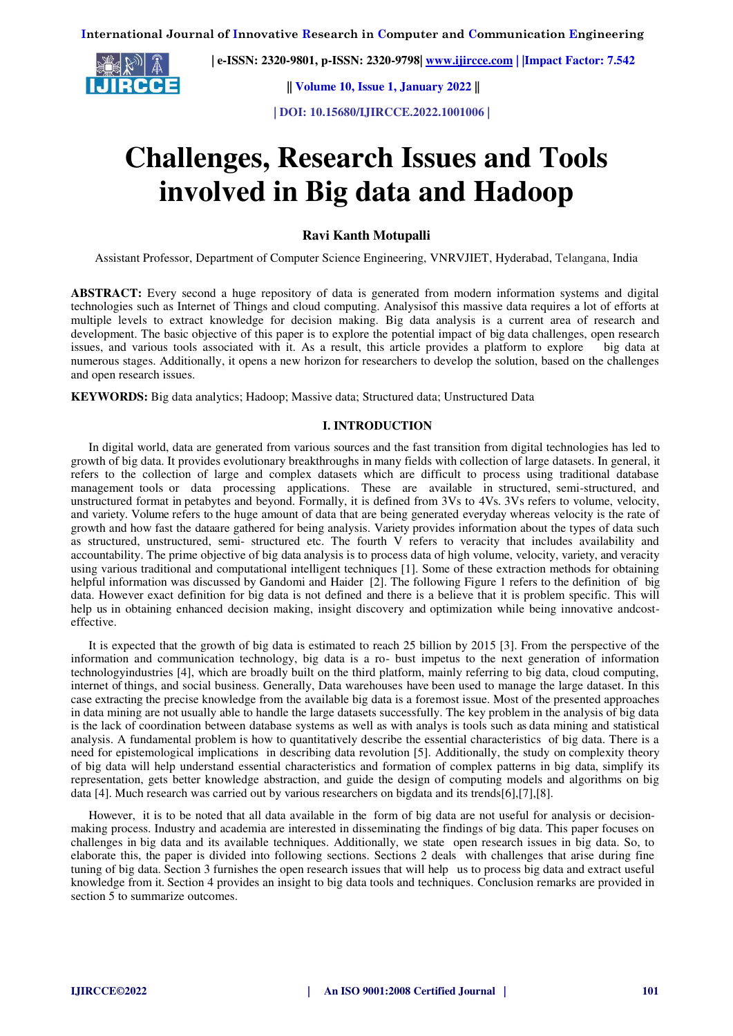# Challenges, Research Issues and Tools involved in Big data and Hadoop

**Ravi Kanth Motupalli**

Assistant Professor, Department of Computer Science Engineering, VNRVJIET, Hyderabad, Telangana, India

**ABSTRACT:** Every second a huge repository of data is generated from modern information systems and digital technologies such as Internet of Things and cloud computing. Analysisof this massive data requires a lot of efforts at multiple levels to extract knowledge for decision making. Big data analysis is a current area of research and development. The basic objective of this paper is to explore the potential impact of big data challenges, open research issues, and various tools associated with it. As a result, this article provides a platform to explore big data at numerous stages. Additionally, it opens a new horizon for researchers to develop the solution, based on the challenges and open research issues.

**KEYWORDS:** Big data analytics; Hadoop; Massive data; Structured data; Unstructured Data

## I. INTRODUCTION

In digital world, data are generated from various sources and the fast transition from digital technologies has led to growth of big data. It provides evolutionary breakthroughs in many fields with collection of large datasets. In general, it refers to the collection of large and complex datasets which are difficult to process using traditional database management tools or data processing applications. These are available in structured, semi-structured, and unstructured format in petabytes and beyond. Formally, it is defined from 3Vs to 4Vs. 3Vs refers to volume, velocity, and variety. Volume refers to the huge amount of data that are being generated everyday whereas velocity is the rate of growth and how fast the dataare gathered for being analysis. Variety provides information about the types of data such as structured, unstructured, semi- structured etc. The fourth V refers to veracity that includes availability and accountability. The prime objective of big data analysis is to process data of high volume, velocity, variety, and veracity using various traditional and computational intelligent techniques [1]. Some of these extraction methods for obtaining helpful information was discussed by Gandomi and Haider [2]. The following Figure 1 refers to the definition of big data. However exact definition for big data is not defined and there is a believe that it is problem specific. This will help us in obtaining enhanced decision making, insight discovery and optimization while being innovative andcost-effective.

It is expected that the growth of big data is estimated to reach 25 billion by 2015 [3]. From the perspective of the information and communication technology, big data is a ro- bust impetus to the next generation of information technologyindustries [4], which are broadly built on the third platform, mainly referring to big data, cloud computing, internet of things, and social business. Generally, Data warehouses have been used to manage the large dataset. In this case extracting the precise knowledge from the available big data is a foremost issue. Most of the presented approaches in data mining are not usually able to handle the large datasets successfully. The key problem in the analysis of big data is the lack of coordination between database systems as well as with analys is tools such as data mining and statistical analysis. A fundamental problem is how to quantitatively describe the essential characteristics of big data. There is a need for epistemological implications in describing data revolution [5]. Additionally, the study on complexity theory of big data will help understand essential characteristics and formation of complex patterns in big data, simplify its representation, gets better knowledge abstraction, and guide the design of computing models and algorithms on big data [4]. Much research was carried out by various researchers on bigdata and its trends[6],[7],[8].

However, it is to be noted that all data available in the form of big data are not useful for analysis or decision-making process. Industry and academia are interested in disseminating the findings of big data. This paper focuses on challenges in big data and its available techniques. Additionally, we state open research issues in big data. So, to elaborate this, the paper is divided into following sections. Sections 2 deals with challenges that arise during fine tuning of big data. Section 3 furnishes the open research issues that will help us to process big data and extract useful knowledge from it. Section 4 provides an insight to big data tools and techniques. Conclusion remarks are provided in section 5 to summarize outcomes.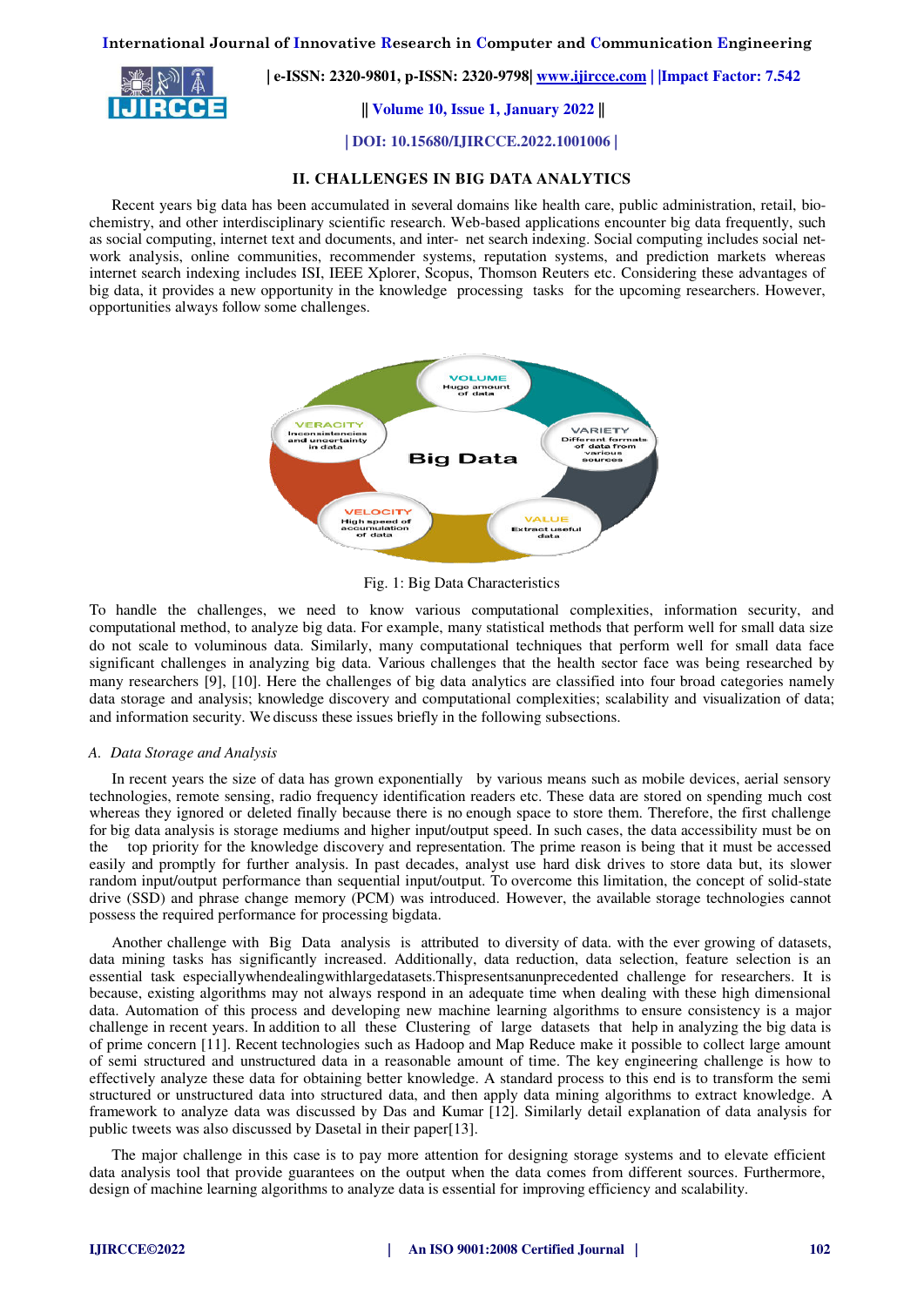## II. CHALLENGES IN BIG DATA ANALYTICS

Recent years big data has been accumulated in several domains like health care, public administration, retail, bio-chemistry, and other interdisciplinary scientific research. Web-based applications encounter big data frequently, such as social computing, internet text and documents, and inter- net search indexing. Social computing includes social net-work analysis, online communities, recommender systems, reputation systems, and prediction markets whereas internet search indexing includes ISI, IEEE Xplorer, Scopus, Thomson Reuters etc. Considering these advantages of big data, it provides a new opportunity in the knowledge processing tasks for the upcoming researchers. However, opportunities always follow some challenges.

Fig. 1: Big Data Characteristics

To handle the challenges, we need to know various computational complexities, information security, and computational method, to analyze big data. For example, many statistical methods that perform well for small data size do not scale to voluminous data. Similarly, many computational techniques that perform well for small data face significant challenges in analyzing big data. Various challenges that the health sector face was being researched by many researchers [9], [10]. Here the challenges of big data analytics are classified into four broad categories namely data storage and analysis; knowledge discovery and computational complexities; scalability and visualization of data; and information security. We discuss these issues briefly in the following subsections.

### *A. Data Storage and Analysis*

In recent years the size of data has grown exponentially by various means such as mobile devices, aerial sensory technologies, remote sensing, radio frequency identification readers etc. These data are stored on spending much cost whereas they ignored or deleted finally because there is no enough space to store them. Therefore, the first challenge for big data analysis is storage mediums and higher input/output speed. In such cases, the data accessibility must be on the top priority for the knowledge discovery and representation. The prime reason is being that it must be accessed easily and promptly for further analysis. In past decades, analyst use hard disk drives to store data but, its slower random input/output performance than sequential input/output. To overcome this limitation, the concept of solid-state drive (SSD) and phrase change memory (PCM) was introduced. However, the available storage technologies cannot possess the required performance for processing bigdata.

Another challenge with Big Data analysis is attributed to diversity of data. with the ever growing of datasets, data mining tasks has significantly increased. Additionally, data reduction, data selection, feature selection is an essential task especiallywhendealingwithlargedatasets.Thispresentsanunprecedented challenge for researchers. It is because, existing algorithms may not always respond in an adequate time when dealing with these high dimensional data. Automation of this process and developing new machine learning algorithms to ensure consistency is a major challenge in recent years. In addition to all these Clustering of large datasets that help in analyzing the big data is of prime concern [11]. Recent technologies such as Hadoop and Map Reduce make it possible to collect large amount of semi structured and unstructured data in a reasonable amount of time. The key engineering challenge is how to effectively analyze these data for obtaining better knowledge. A standard process to this end is to transform the semi structured or unstructured data into structured data, and then apply data mining algorithms to extract knowledge. A framework to analyze data was discussed by Das and Kumar [12]. Similarly detail explanation of data analysis for public tweets was also discussed by Dasetal in their paper[13].

The major challenge in this case is to pay more attention for designing storage systems and to elevate efficient data analysis tool that provide guarantees on the output when the data comes from different sources. Furthermore, design of machine learning algorithms to analyze data is essential for improving efficiency and scalability.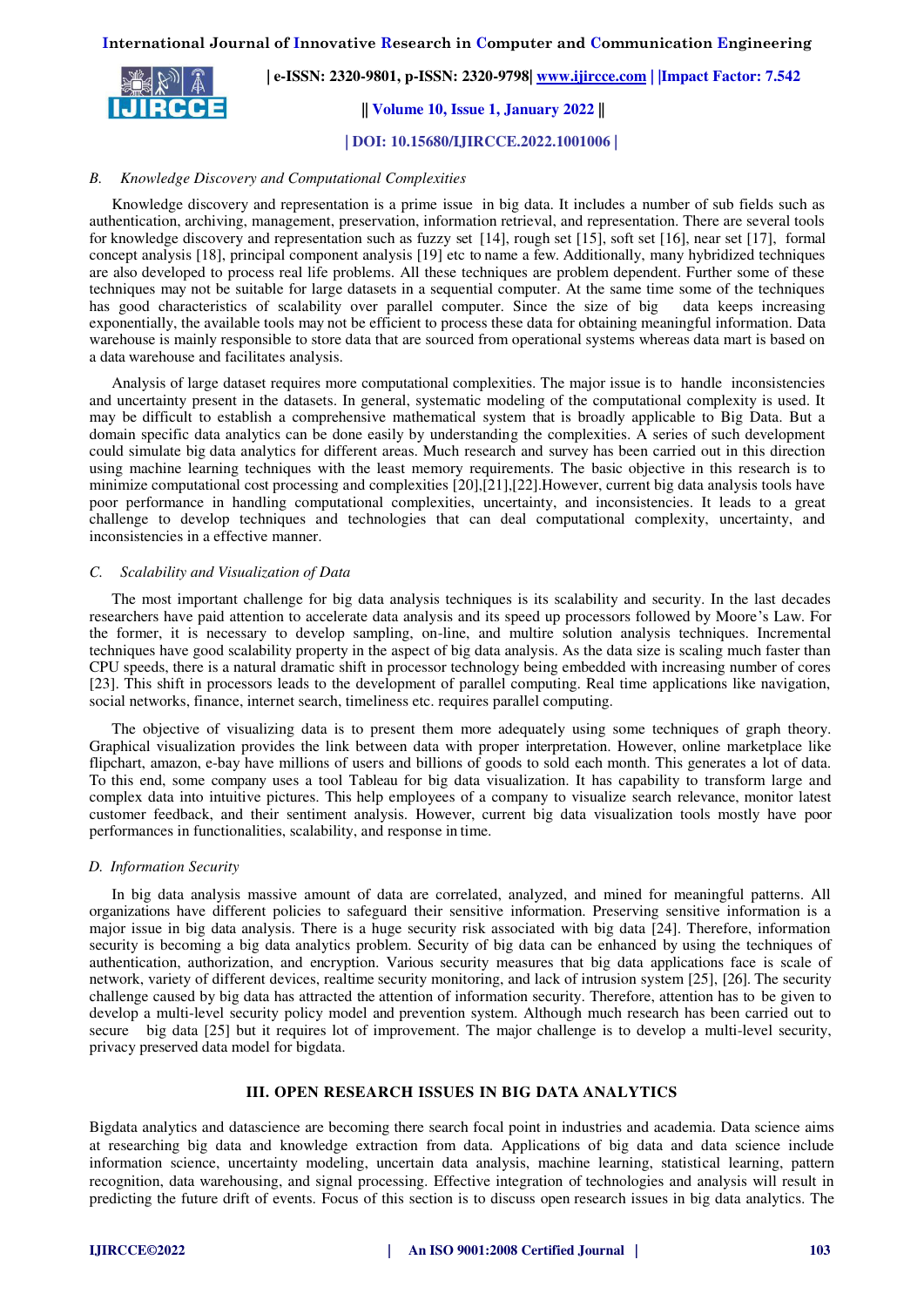### B. Knowledge Discovery and Computational Complexities

Knowledge discovery and representation is a prime issue in big data. It includes a number of sub fields such as authentication, archiving, management, preservation, information retrieval, and representation. There are several tools for knowledge discovery and representation such as fuzzy set [14], rough set [15], soft set [16], near set [17], formal concept analysis [18], principal component analysis [19] etc to name a few. Additionally, many hybridized techniques are also developed to process real life problems. All these techniques are problem dependent. Further some of these techniques may not be suitable for large datasets in a sequential computer. At the same time some of the techniques has good characteristics of scalability over parallel computer. Since the size of big data keeps increasing exponentially, the available tools may not be efficient to process these data for obtaining meaningful information. Data warehouse is mainly responsible to store data that are sourced from operational systems whereas data mart is based on a data warehouse and facilitates analysis.

Analysis of large dataset requires more computational complexities. The major issue is to handle inconsistencies and uncertainty present in the datasets. In general, systematic modeling of the computational complexity is used. It may be difficult to establish a comprehensive mathematical system that is broadly applicable to Big Data. But a domain specific data analytics can be done easily by understanding the complexities. A series of such development could simulate big data analytics for different areas. Much research and survey has been carried out in this direction using machine learning techniques with the least memory requirements. The basic objective in this research is to minimize computational cost processing and complexities [20],[21],[22].However, current big data analysis tools have poor performance in handling computational complexities, uncertainty, and inconsistencies. It leads to a great challenge to develop techniques and technologies that can deal computational complexity, uncertainty, and inconsistencies in a effective manner.

### C. Scalability and Visualization of Data

The most important challenge for big data analysis techniques is its scalability and security. In the last decades researchers have paid attention to accelerate data analysis and its speed up processors followed by Moore's Law. For the former, it is necessary to develop sampling, on-line, and multire solution analysis techniques. Incremental techniques have good scalability property in the aspect of big data analysis. As the data size is scaling much faster than CPU speeds, there is a natural dramatic shift in processor technology being embedded with increasing number of cores [23]. This shift in processors leads to the development of parallel computing. Real time applications like navigation, social networks, finance, internet search, timeliness etc. requires parallel computing.

The objective of visualizing data is to present them more adequately using some techniques of graph theory. Graphical visualization provides the link between data with proper interpretation. However, online marketplace like flipchart, amazon, e-bay have millions of users and billions of goods to sold each month. This generates a lot of data. To this end, some company uses a tool Tableau for big data visualization. It has capability to transform large and complex data into intuitive pictures. This help employees of a company to visualize search relevance, monitor latest customer feedback, and their sentiment analysis. However, current big data visualization tools mostly have poor performances in functionalities, scalability, and response in time.

### D. Information Security

In big data analysis massive amount of data are correlated, analyzed, and mined for meaningful patterns. All organizations have different policies to safeguard their sensitive information. Preserving sensitive information is a major issue in big data analysis. There is a huge security risk associated with big data [24]. Therefore, information security is becoming a big data analytics problem. Security of big data can be enhanced by using the techniques of authentication, authorization, and encryption. Various security measures that big data applications face is scale of network, variety of different devices, realtime security monitoring, and lack of intrusion system [25], [26]. The security challenge caused by big data has attracted the attention of information security. Therefore, attention has to be given to develop a multi-level security policy model and prevention system. Although much research has been carried out to secure big data [25] but it requires lot of improvement. The major challenge is to develop a multi-level security, privacy preserved data model for bigdata.

## III. OPEN RESEARCH ISSUES IN BIG DATA ANALYTICS

Bigdata analytics and datascience are becoming there search focal point in industries and academia. Data science aims at researching big data and knowledge extraction from data. Applications of big data and data science include information science, uncertainty modeling, uncertain data analysis, machine learning, statistical learning, pattern recognition, data warehousing, and signal processing. Effective integration of technologies and analysis will result in predicting the future drift of events. Focus of this section is to discuss open research issues in big data analytics. The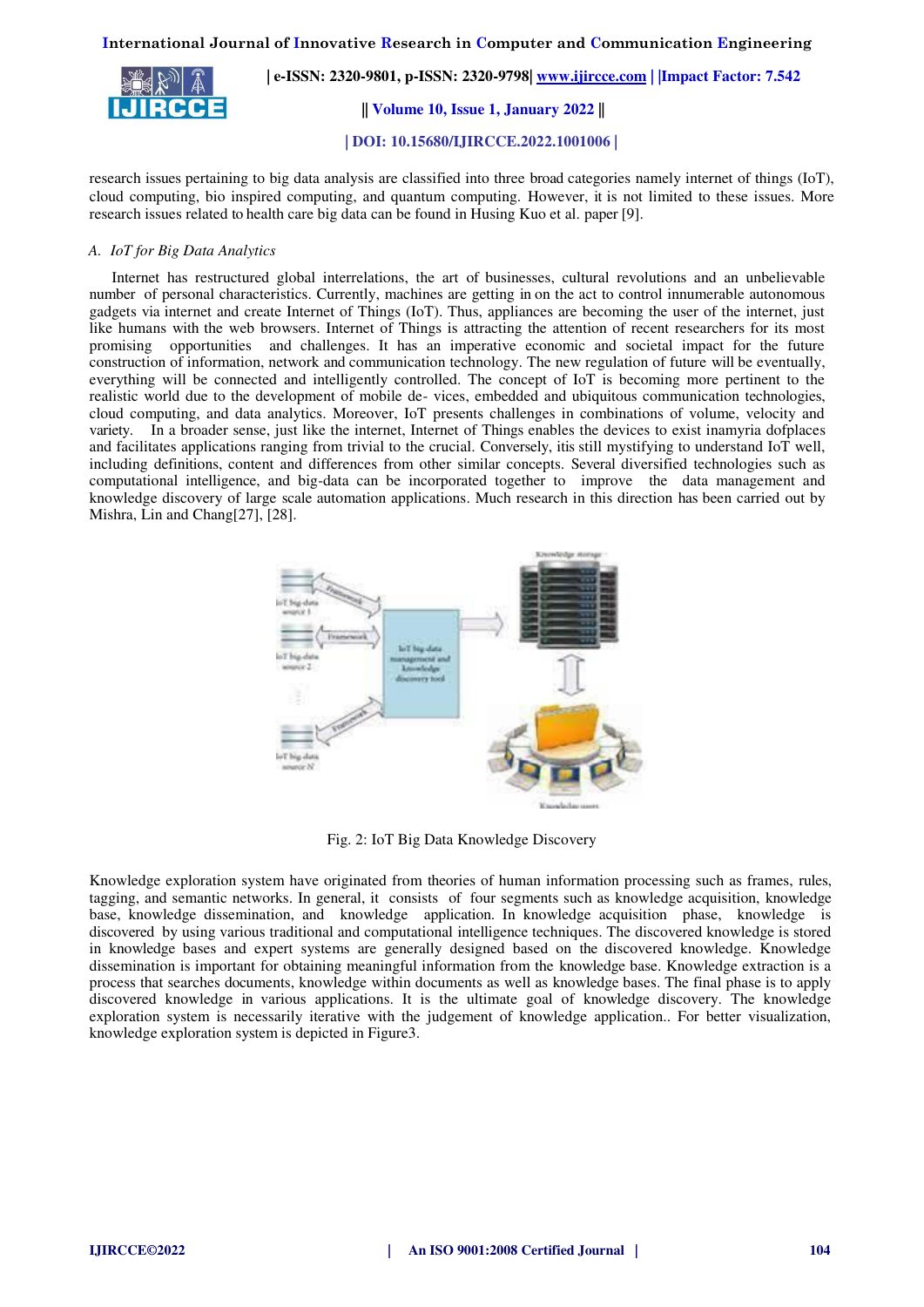research issues pertaining to big data analysis are classified into three broad categories namely internet of things (IoT), cloud computing, bio inspired computing, and quantum computing. However, it is not limited to these issues. More research issues related to health care big data can be found in Husing Kuo et al. paper [9].

### A. *IoT for Big Data Analytics*

Internet has restructured global interrelations, the art of businesses, cultural revolutions and an unbelievable number of personal characteristics. Currently, machines are getting in on the act to control innumerable autonomous gadgets via internet and create Internet of Things (IoT). Thus, appliances are becoming the user of the internet, just like humans with the web browsers. Internet of Things is attracting the attention of recent researchers for its most promising opportunities and challenges. It has an imperative economic and societal impact for the future construction of information, network and communication technology. The new regulation of future will be eventually, everything will be connected and intelligently controlled. The concept of IoT is becoming more pertinent to the realistic world due to the development of mobile de- vices, embedded and ubiquitous communication technologies, cloud computing, and data analytics. Moreover, IoT presents challenges in combinations of volume, velocity and variety. In a broader sense, just like the internet, Internet of Things enables the devices to exist inamyria dofplaces and facilitates applications ranging from trivial to the crucial. Conversely, itis still mystifying to understand IoT well, including definitions, content and differences from other similar concepts. Several diversified technologies such as computational intelligence, and big-data can be incorporated together to improve the data management and knowledge discovery of large scale automation applications. Much research in this direction has been carried out by Mishra, Lin and Chang[27], [28].

Fig. 2: IoT Big Data Knowledge Discovery

Knowledge exploration system have originated from theories of human information processing such as frames, rules, tagging, and semantic networks. In general, it consists of four segments such as knowledge acquisition, knowledge base, knowledge dissemination, and knowledge application. In knowledge acquisition phase, knowledge is discovered by using various traditional and computational intelligence techniques. The discovered knowledge is stored in knowledge bases and expert systems are generally designed based on the discovered knowledge. Knowledge dissemination is important for obtaining meaningful information from the knowledge base. Knowledge extraction is a process that searches documents, knowledge within documents as well as knowledge bases. The final phase is to apply discovered knowledge in various applications. It is the ultimate goal of knowledge discovery. The knowledge exploration system is necessarily iterative with the judgement of knowledge application.. For better visualization, knowledge exploration system is depicted in Figure3.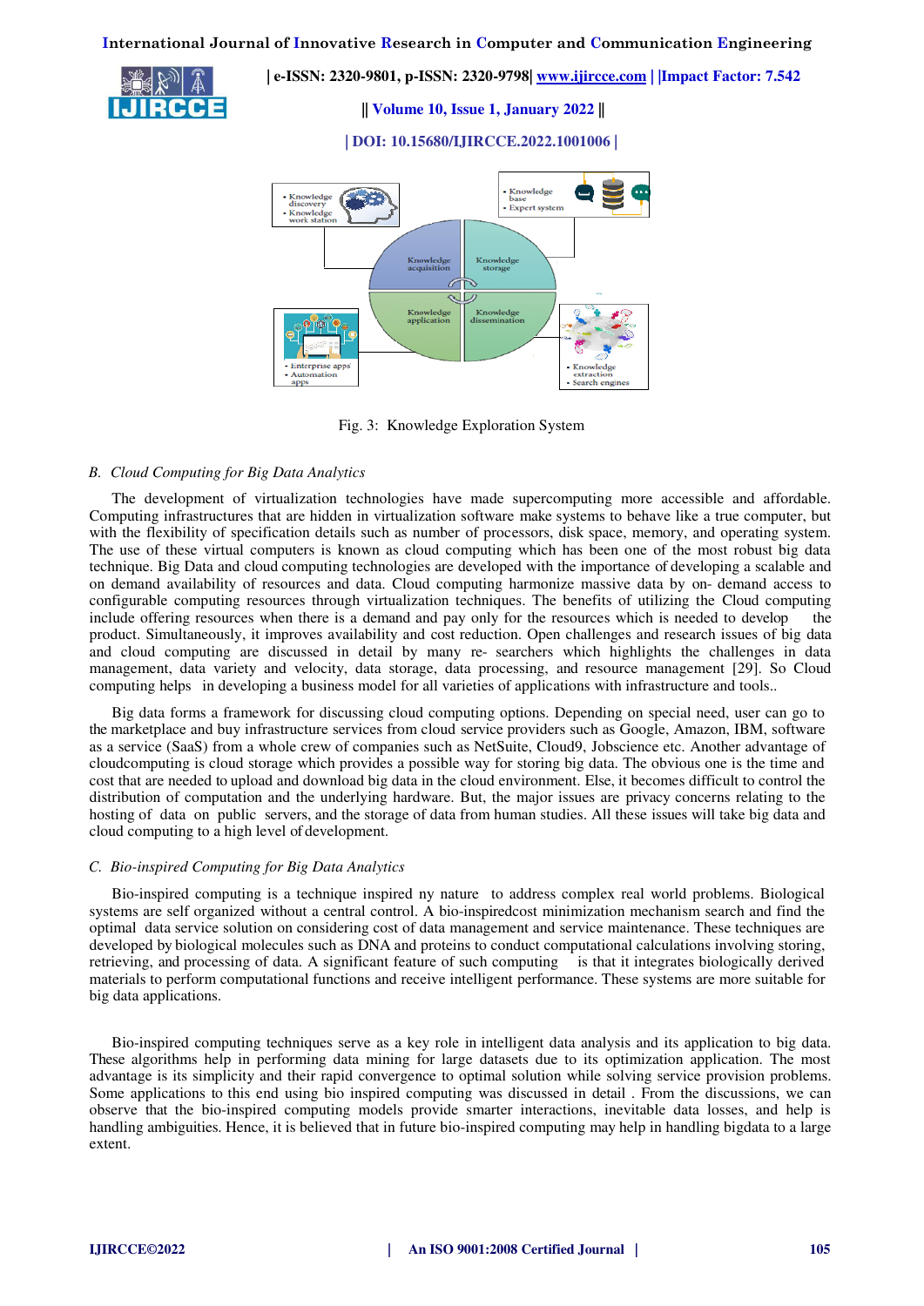Fig. 3: Knowledge Exploration System

### B. *Cloud Computing for Big Data Analytics*

The development of virtualization technologies have made supercomputing more accessible and affordable. Computing infrastructures that are hidden in virtualization software make systems to behave like a true computer, but with the flexibility of specification details such as number of processors, disk space, memory, and operating system. The use of these virtual computers is known as cloud computing which has been one of the most robust big data technique. Big Data and cloud computing technologies are developed with the importance of developing a scalable and on demand availability of resources and data. Cloud computing harmonize massive data by on- demand access to configurable computing resources through virtualization techniques. The benefits of utilizing the Cloud computing include offering resources when there is a demand and pay only for the resources which is needed to develop the product. Simultaneously, it improves availability and cost reduction. Open challenges and research issues of big data and cloud computing are discussed in detail by many re- searchers which highlights the challenges in data management, data variety and velocity, data storage, data processing, and resource management [29]. So Cloud computing helps in developing a business model for all varieties of applications with infrastructure and tools..

Big data forms a framework for discussing cloud computing options. Depending on special need, user can go to the marketplace and buy infrastructure services from cloud service providers such as Google, Amazon, IBM, software as a service (SaaS) from a whole crew of companies such as NetSuite, Cloud9, Jobscience etc. Another advantage of cloudcomputing is cloud storage which provides a possible way for storing big data. The obvious one is the time and cost that are needed to upload and download big data in the cloud environment. Else, it becomes difficult to control the distribution of computation and the underlying hardware. But, the major issues are privacy concerns relating to the hosting of data on public servers, and the storage of data from human studies. All these issues will take big data and cloud computing to a high level of development.

### C. *Bio-inspired Computing for Big Data Analytics*

Bio-inspired computing is a technique inspired ny nature to address complex real world problems. Biological systems are self organized without a central control. A bio-inspiredcost minimization mechanism search and find the optimal data service solution on considering cost of data management and service maintenance. These techniques are developed by biological molecules such as DNA and proteins to conduct computational calculations involving storing, retrieving, and processing of data. A significant feature of such computing is that it integrates biologically derived materials to perform computational functions and receive intelligent performance. These systems are more suitable for big data applications.

Bio-inspired computing techniques serve as a key role in intelligent data analysis and its application to big data. These algorithms help in performing data mining for large datasets due to its optimization application. The most advantage is its simplicity and their rapid convergence to optimal solution while solving service provision problems. Some applications to this end using bio inspired computing was discussed in detail . From the discussions, we can observe that the bio-inspired computing models provide smarter interactions, inevitable data losses, and help is handling ambiguities. Hence, it is believed that in future bio-inspired computing may help in handling bigdata to a large extent.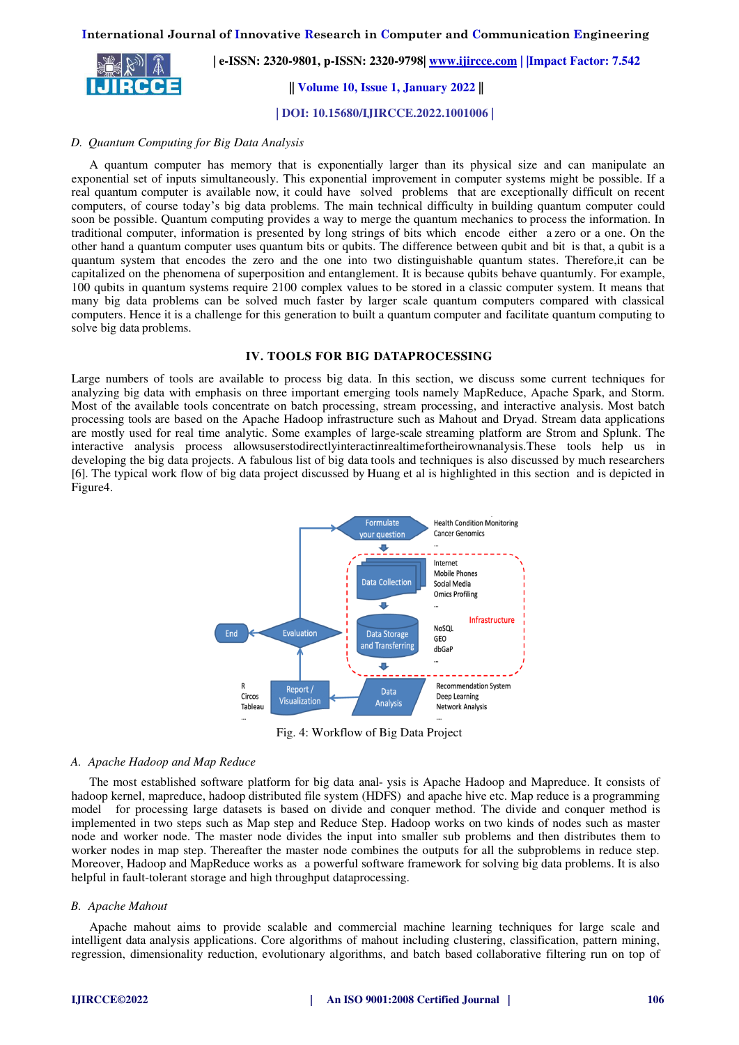### D. Quantum Computing for Big Data Analysis

A quantum computer has memory that is exponentially larger than its physical size and can manipulate an exponential set of inputs simultaneously. This exponential improvement in computer systems might be possible. If a real quantum computer is available now, it could have solved problems that are exceptionally difficult on recent computers, of course today's big data problems. The main technical difficulty in building quantum computer could soon be possible. Quantum computing provides a way to merge the quantum mechanics to process the information. In traditional computer, information is presented by long strings of bits which encode either a zero or a one. On the other hand a quantum computer uses quantum bits or qubits. The difference between qubit and bit is that, a qubit is a quantum system that encodes the zero and the one into two distinguishable quantum states. Therefore,it can be capitalized on the phenomena of superposition and entanglement. It is because qubits behave quantumly. For example, 100 qubits in quantum systems require 2100 complex values to be stored in a classic computer system. It means that many big data problems can be solved much faster by larger scale quantum computers compared with classical computers. Hence it is a challenge for this generation to built a quantum computer and facilitate quantum computing to solve big data problems.

## IV. TOOLS FOR BIG DATAPROCESSING

Large numbers of tools are available to process big data. In this section, we discuss some current techniques for analyzing big data with emphasis on three important emerging tools namely MapReduce, Apache Spark, and Storm. Most of the available tools concentrate on batch processing, stream processing, and interactive analysis. Most batch processing tools are based on the Apache Hadoop infrastructure such as Mahout and Dryad. Stream data applications are mostly used for real time analytic. Some examples of large-scale streaming platform are Strom and Splunk. The interactive analysis process allowsuserstodirectlyinteractinrealtimefortheirownanalysis.These tools help us in developing the big data projects. A fabulous list of big data tools and techniques is also discussed by much researchers [6]. The typical work flow of big data project discussed by Huang et al is highlighted in this section and is depicted in Figure4.

Fig. 4: Workflow of Big Data Project

### A. Apache Hadoop and Map Reduce

The most established software platform for big data anal- ysis is Apache Hadoop and Mapreduce. It consists of hadoop kernel, mapreduce, hadoop distributed file system (HDFS) and apache hive etc. Map reduce is a programming model for processing large datasets is based on divide and conquer method. The divide and conquer method is implemented in two steps such as Map step and Reduce Step. Hadoop works on two kinds of nodes such as master node and worker node. The master node divides the input into smaller sub problems and then distributes them to worker nodes in map step. Thereafter the master node combines the outputs for all the subproblems in reduce step. Moreover, Hadoop and MapReduce works as a powerful software framework for solving big data problems. It is also helpful in fault-tolerant storage and high throughput dataprocessing.

### B. Apache Mahout

Apache mahout aims to provide scalable and commercial machine learning techniques for large scale and intelligent data analysis applications. Core algorithms of mahout including clustering, classification, pattern mining, regression, dimensionality reduction, evolutionary algorithms, and batch based collaborative filtering run on top of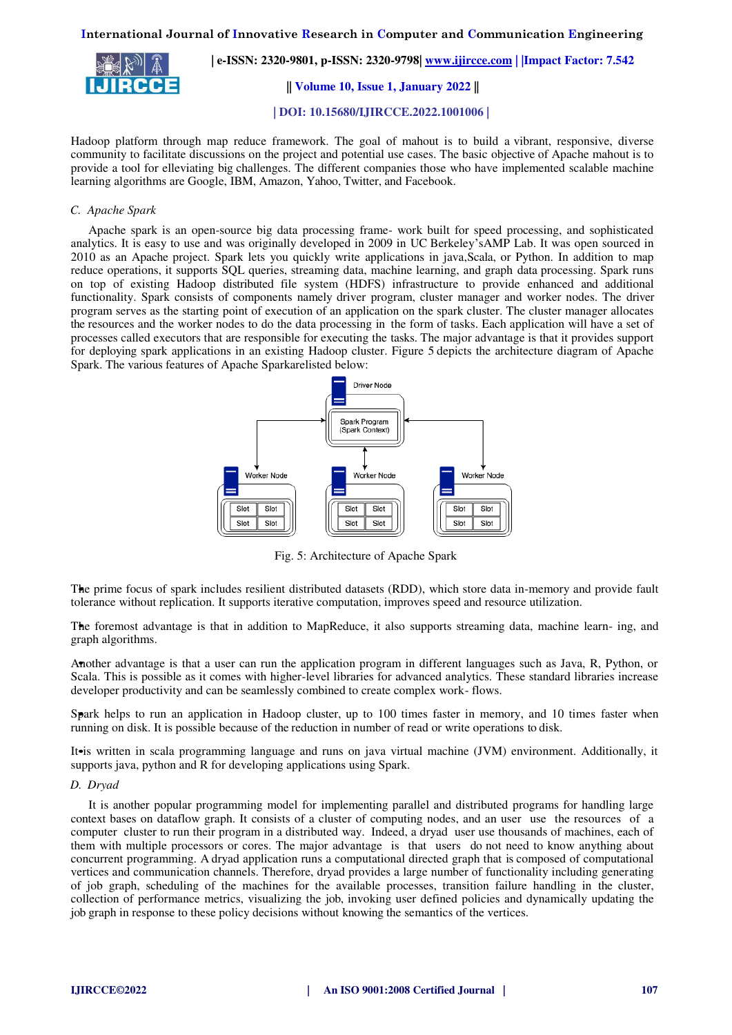Hadoop platform through map reduce framework. The goal of mahout is to build a vibrant, responsive, diverse community to facilitate discussions on the project and potential use cases. The basic objective of Apache mahout is to provide a tool for elleviating big challenges. The different companies those who have implemented scalable machine learning algorithms are Google, IBM, Amazon, Yahoo, Twitter, and Facebook.

### C. *Apache Spark*

Apache spark is an open-source big data processing frame- work built for speed processing, and sophisticated analytics. It is easy to use and was originally developed in 2009 in UC Berkeley'sAMP Lab. It was open sourced in 2010 as an Apache project. Spark lets you quickly write applications in java,Scala, or Python. In addition to map reduce operations, it supports SQL queries, streaming data, machine learning, and graph data processing. Spark runs on top of existing Hadoop distributed file system (HDFS) infrastructure to provide enhanced and additional functionality. Spark consists of components namely driver program, cluster manager and worker nodes. The driver program serves as the starting point of execution of an application on the spark cluster. The cluster manager allocates the resources and the worker nodes to do the data processing in the form of tasks. Each application will have a set of processes called executors that are responsible for executing the tasks. The major advantage is that it provides support for deploying spark applications in an existing Hadoop cluster. Figure 5 depicts the architecture diagram of Apache Spark. The various features of Apache Sparkarelisted below:

Fig. 5: Architecture of Apache Spark

- The prime focus of spark includes resilient distributed datasets (RDD), which store data in-memory and provide fault tolerance without replication. It supports iterative computation, improves speed and resource utilization.
- The foremost advantage is that in addition to MapReduce, it also supports streaming data, machine learn- ing, and graph algorithms.
- Another advantage is that a user can run the application program in different languages such as Java, R, Python, or Scala. This is possible as it comes with higher-level libraries for advanced analytics. These standard libraries increase developer productivity and can be seamlessly combined to create complex work- flows.
- Spark helps to run an application in Hadoop cluster, up to 100 times faster in memory, and 10 times faster when running on disk. It is possible because of the reduction in number of read or write operations to disk.
- It is written in scala programming language and runs on java virtual machine (JVM) environment. Additionally, it supports java, python and R for developing applications using Spark.

### D. *Dryad*

It is another popular programming model for implementing parallel and distributed programs for handling large context bases on dataflow graph. It consists of a cluster of computing nodes, and an user use the resources of a computer cluster to run their program in a distributed way. Indeed, a dryad user use thousands of machines, each of them with multiple processors or cores. The major advantage is that users do not need to know anything about concurrent programming. A dryad application runs a computational directed graph that is composed of computational vertices and communication channels. Therefore, dryad provides a large number of functionality including generating of job graph, scheduling of the machines for the available processes, transition failure handling in the cluster, collection of performance metrics, visualizing the job, invoking user defined policies and dynamically updating the job graph in response to these policy decisions without knowing the semantics of the vertices.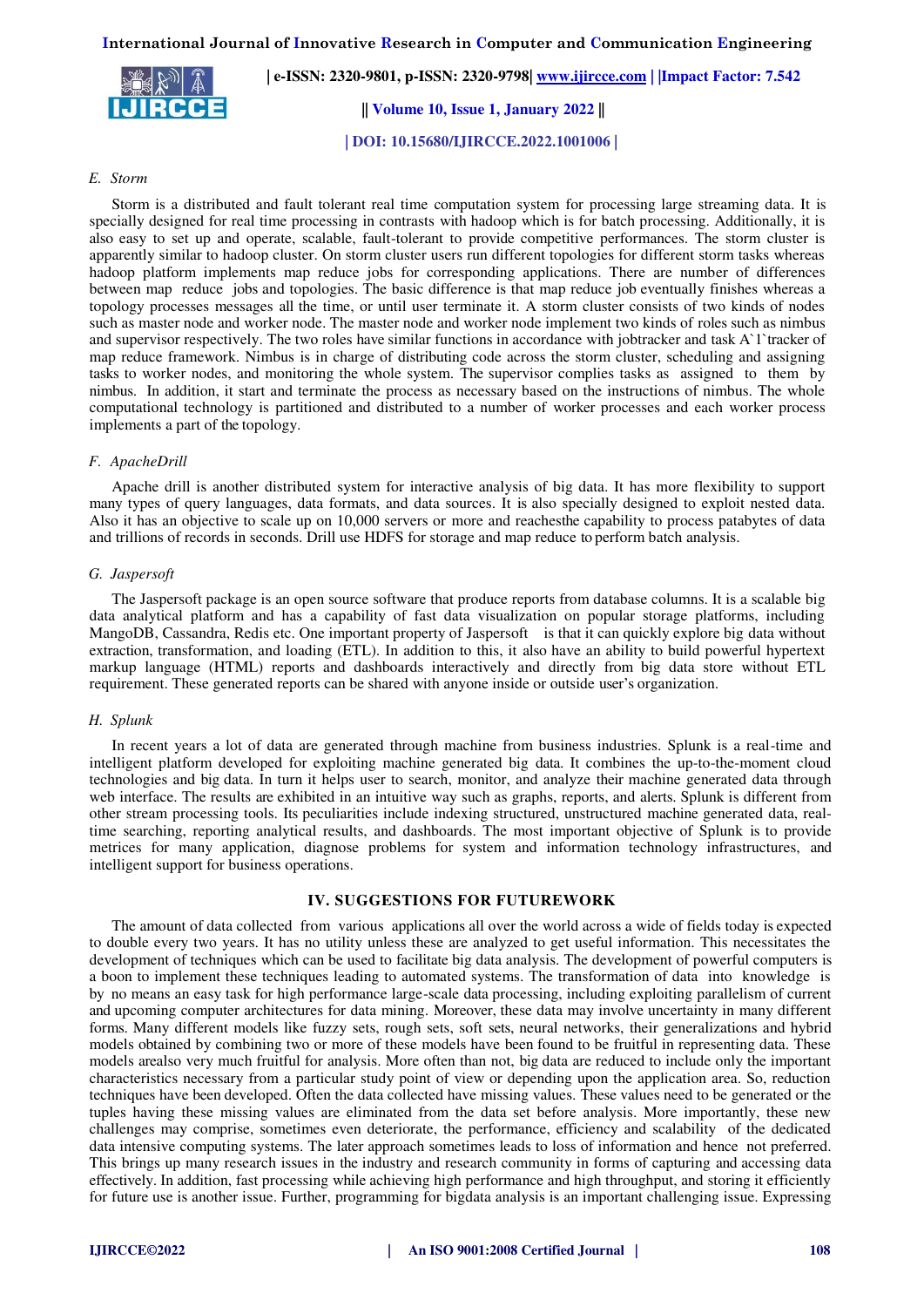### E. Storm

Storm is a distributed and fault tolerant real time computation system for processing large streaming data. It is specially designed for real time processing in contrasts with hadoop which is for batch processing. Additionally, it is also easy to set up and operate, scalable, fault-tolerant to provide competitive performances. The storm cluster is apparently similar to hadoop cluster. On storm cluster users run different topologies for different storm tasks whereas hadoop platform implements map reduce jobs for corresponding applications. There are number of differences between map reduce jobs and topologies. The basic difference is that map reduce job eventually finishes whereas a topology processes messages all the time, or until user terminate it. A storm cluster consists of two kinds of nodes such as master node and worker node. The master node and worker node implement two kinds of roles such as nimbus and supervisor respectively. The two roles have similar functions in accordance with jobtracker and task A`1`tracker of map reduce framework. Nimbus is in charge of distributing code across the storm cluster, scheduling and assigning tasks to worker nodes, and monitoring the whole system. The supervisor complies tasks as assigned to them by nimbus. In addition, it start and terminate the process as necessary based on the instructions of nimbus. The whole computational technology is partitioned and distributed to a number of worker processes and each worker process implements a part of the topology.

### F. ApacheDrill

Apache drill is another distributed system for interactive analysis of big data. It has more flexibility to support many types of query languages, data formats, and data sources. It is also specially designed to exploit nested data. Also it has an objective to scale up on 10,000 servers or more and reachesthe capability to process patabytes of data and trillions of records in seconds. Drill use HDFS for storage and map reduce to perform batch analysis.

### G. Jaspersoft

The Jaspersoft package is an open source software that produce reports from database columns. It is a scalable big data analytical platform and has a capability of fast data visualization on popular storage platforms, including MangoDB, Cassandra, Redis etc. One important property of Jaspersoft is that it can quickly explore big data without extraction, transformation, and loading (ETL). In addition to this, it also have an ability to build powerful hypertext markup language (HTML) reports and dashboards interactively and directly from big data store without ETL requirement. These generated reports can be shared with anyone inside or outside user's organization.

### H. Splunk

In recent years a lot of data are generated through machine from business industries. Splunk is a real-time and intelligent platform developed for exploiting machine generated big data. It combines the up-to-the-moment cloud technologies and big data. In turn it helps user to search, monitor, and analyze their machine generated data through web interface. The results are exhibited in an intuitive way such as graphs, reports, and alerts. Splunk is different from other stream processing tools. Its peculiarities include indexing structured, unstructured machine generated data, real-time searching, reporting analytical results, and dashboards. The most important objective of Splunk is to provide metrices for many application, diagnose problems for system and information technology infrastructures, and intelligent support for business operations.

## IV. SUGGESTIONS FOR FUTUREWORK

The amount of data collected from various applications all over the world across a wide of fields today is expected to double every two years. It has no utility unless these are analyzed to get useful information. This necessitates the development of techniques which can be used to facilitate big data analysis. The development of powerful computers is a boon to implement these techniques leading to automated systems. The transformation of data into knowledge is by no means an easy task for high performance large-scale data processing, including exploiting parallelism of current and upcoming computer architectures for data mining. Moreover, these data may involve uncertainty in many different forms. Many different models like fuzzy sets, rough sets, soft sets, neural networks, their generalizations and hybrid models obtained by combining two or more of these models have been found to be fruitful in representing data. These models arealso very much fruitful for analysis. More often than not, big data are reduced to include only the important characteristics necessary from a particular study point of view or depending upon the application area. So, reduction techniques have been developed. Often the data collected have missing values. These values need to be generated or the tuples having these missing values are eliminated from the data set before analysis. More importantly, these new challenges may comprise, sometimes even deteriorate, the performance, efficiency and scalability of the dedicated data intensive computing systems. The later approach sometimes leads to loss of information and hence not preferred. This brings up many research issues in the industry and research community in forms of capturing and accessing data effectively. In addition, fast processing while achieving high performance and high throughput, and storing it efficiently for future use is another issue. Further, programming for bigdata analysis is an important challenging issue. Expressing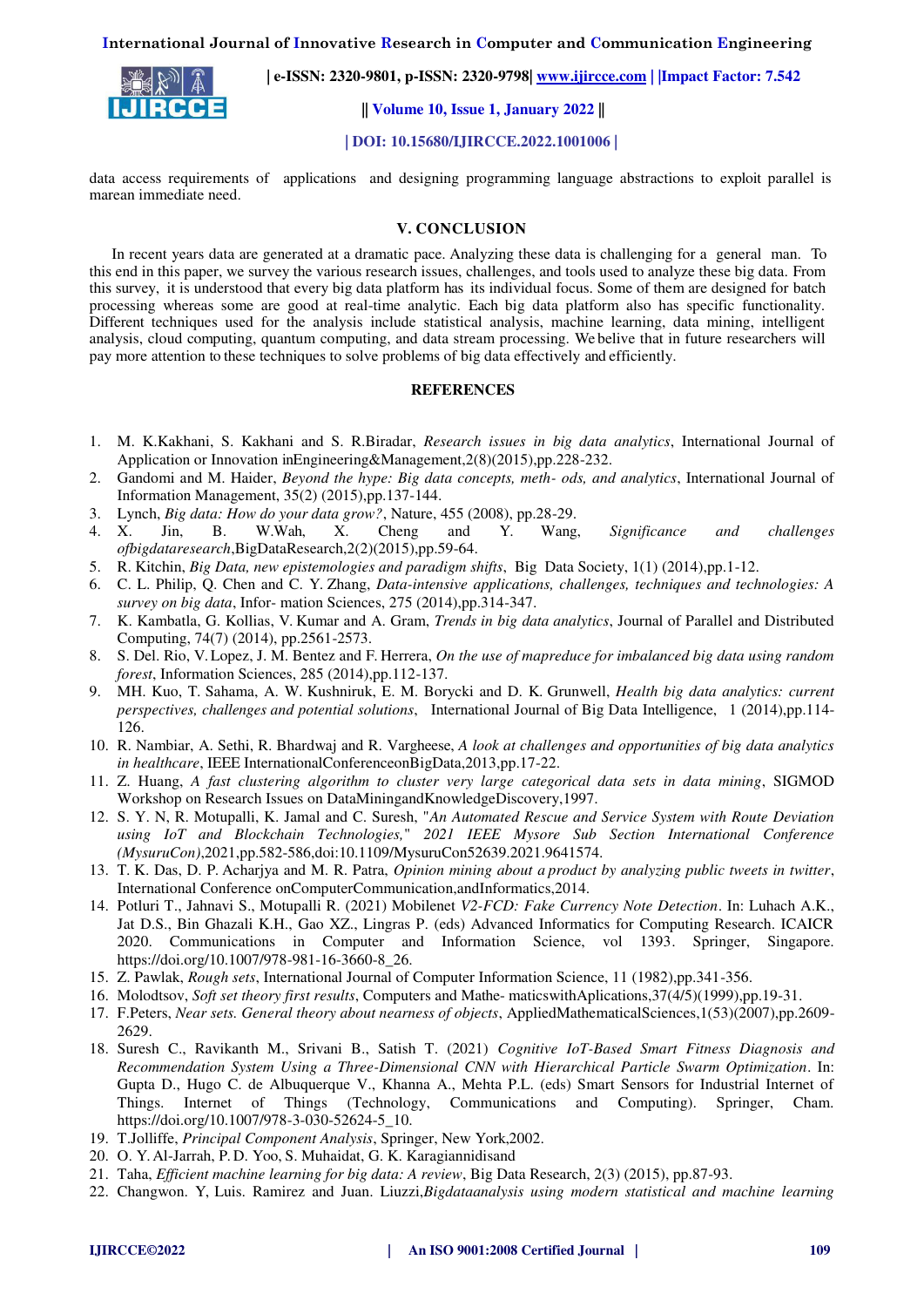data access requirements of applications and designing programming language abstractions to exploit parallel is marean immediate need.

## V. CONCLUSION

In recent years data are generated at a dramatic pace. Analyzing these data is challenging for a general man. To this end in this paper, we survey the various research issues, challenges, and tools used to analyze these big data. From this survey, it is understood that every big data platform has its individual focus. Some of them are designed for batch processing whereas some are good at real-time analytic. Each big data platform also has specific functionality. Different techniques used for the analysis include statistical analysis, machine learning, data mining, intelligent analysis, cloud computing, quantum computing, and data stream processing. We belive that in future researchers will pay more attention to these techniques to solve problems of big data effectively and efficiently.

## REFERENCES

1. M. K.Kakhani, S. Kakhani and S. R.Biradar, *Research issues in big data analytics*, International Journal of Application or Innovation inEngineering&Management,2(8)(2015),pp.228-232.
2. Gandomi and M. Haider, *Beyond the hype: Big data concepts, meth- ods, and analytics*, International Journal of Information Management, 35(2) (2015),pp.137-144.
3. Lynch, *Big data: How do your data grow?*, Nature, 455 (2008), pp.28-29.
4. X. Jin, B. W.Wah, X. Cheng and Y. Wang, *Significance and challenges ofbigdataresearch*,BigDataResearch,2(2)(2015),pp.59-64.
5. R. Kitchin, *Big Data, new epistemologies and paradigm shifts*, Big Data Society, 1(1) (2014),pp.1-12.
6. C. L. Philip, Q. Chen and C. Y. Zhang, *Data-intensive applications, challenges, techniques and technologies: A survey on big data*, Infor- mation Sciences, 275 (2014),pp.314-347.
7. K. Kambatla, G. Kollias, V. Kumar and A. Gram, *Trends in big data analytics*, Journal of Parallel and Distributed Computing, 74(7) (2014), pp.2561-2573.
8. S. Del. Rio, V. Lopez, J. M. Bentez and F. Herrera, *On the use of mapreduce for imbalanced big data using random forest*, Information Sciences, 285 (2014),pp.112-137.
9. MH. Kuo, T. Sahama, A. W. Kushniruk, E. M. Borycki and D. K. Grunwell, *Health big data analytics: current perspectives, challenges and potential solutions*, International Journal of Big Data Intelligence, 1 (2014),pp.114-126.
10. R. Nambiar, A. Sethi, R. Bhardwaj and R. Vargheese, *A look at challenges and opportunities of big data analytics in healthcare*, IEEE InternationalConferenceonBigData,2013,pp.17-22.
11. Z. Huang, *A fast clustering algorithm to cluster very large categorical data sets in data mining*, SIGMOD Workshop on Research Issues on DataMiningandKnowledgeDiscovery,1997.
12. S. Y. N, R. Motupalli, K. Jamal and C. Suresh, "*An Automated Rescue and Service System with Route Deviation using IoT and Blockchain Technologies,*" *2021 IEEE Mysore Sub Section International Conference (MysuruCon)*,2021,pp.582-586,doi:10.1109/MysuruCon52639.2021.9641574.
13. T. K. Das, D. P. Acharjya and M. R. Patra, *Opinion mining about a product by analyzing public tweets in twitter*, International Conference onComputerCommunication,andInformatics,2014.
14. Potluri T., Jahnavi S., Motupalli R. (2021) Mobilenet *V2-FCD: Fake Currency Note Detection*. In: Luhach A.K., Jat D.S., Bin Ghazali K.H., Gao XZ., Lingras P. (eds) Advanced Informatics for Computing Research. ICAICR 2020. Communications in Computer and Information Science, vol 1393. Springer, Singapore. https://doi.org/10.1007/978-981-16-3660-8_26.
15. Z. Pawlak, *Rough sets*, International Journal of Computer Information Science, 11 (1982),pp.341-356.
16. Molodtsov, *Soft set theory first results*, Computers and Mathe- maticswithAplications,37(4/5)(1999),pp.19-31.
17. F.Peters, *Near sets. General theory about nearness of objects*, AppliedMathematicalSciences,1(53)(2007),pp.2609-2629.
18. Suresh C., Ravikanth M., Srivani B., Satish T. (2021) *Cognitive IoT-Based Smart Fitness Diagnosis and Recommendation System Using a Three-Dimensional CNN with Hierarchical Particle Swarm Optimization*. In: Gupta D., Hugo C. de Albuquerque V., Khanna A., Mehta P.L. (eds) Smart Sensors for Industrial Internet of Things. Internet of Things (Technology, Communications and Computing). Springer, Cham. https://doi.org/10.1007/978-3-030-52624-5_10.
19. T.Jolliffe, *Principal Component Analysis*, Springer, New York,2002.
20. O. Y. Al-Jarrah, P. D. Yoo, S. Muhaidat, G. K. Karagiannidisand
21. Taha, *Efficient machine learning for big data: A review*, Big Data Research, 2(3) (2015), pp.87-93.
22. Changwon. Y, Luis. Ramirez and Juan. Liuzzi,*Bigdataanalysis using modern statistical and machine learning*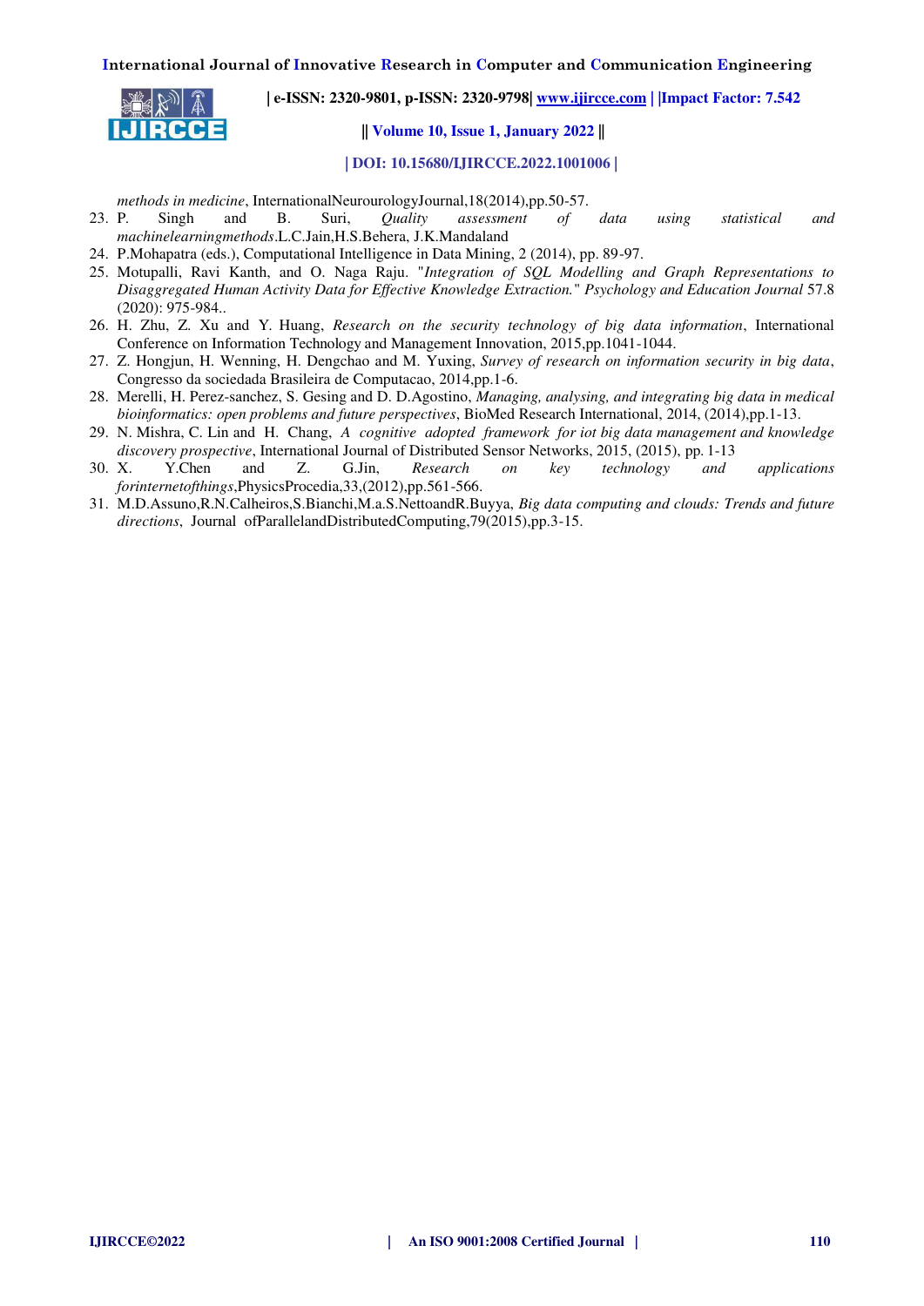*methods in medicine*, InternationalNeurourologyJournal,18(2014),pp.50-57.

23. P. Singh and B. Suri, *Quality assessment of data using statistical and machinelearningmethods*.L.C.Jain,H.S.Behera, J.K.Mandaland
24. P.Mohapatra (eds.), Computational Intelligence in Data Mining, 2 (2014), pp. 89-97.
25. Motupalli, Ravi Kanth, and O. Naga Raju. "*Integration of SQL Modelling and Graph Representations to Disaggregated Human Activity Data for Effective Knowledge Extraction.*" *Psychology and Education Journal* 57.8 (2020): 975-984..
26. H. Zhu, Z. Xu and Y. Huang, *Research on the security technology of big data information*, International Conference on Information Technology and Management Innovation, 2015,pp.1041-1044.
27. Z. Hongjun, H. Wenning, H. Dengchao and M. Yuxing, *Survey of research on information security in big data*, Congresso da sociedada Brasileira de Computacao, 2014,pp.1-6.
28. Merelli, H. Perez-sanchez, S. Gesing and D. D.Agostino, *Managing, analysing, and integrating big data in medical bioinformatics: open problems and future perspectives*, BioMed Research International, 2014, (2014),pp.1-13.
29. N. Mishra, C. Lin and H. Chang, *A cognitive adopted framework for iot big data management and knowledge discovery prospective*, International Journal of Distributed Sensor Networks, 2015, (2015), pp. 1-13
30. X. Y.Chen and Z. G.Jin, *Research on key technology and applications forinternetofthings*,PhysicsProcedia,33,(2012),pp.561-566.
31. M.D.Assuno,R.N.Calheiros,S.Bianchi,M.a.S.NettoandR.Buyya, *Big data computing and clouds: Trends and future directions*, Journal ofParallelandDistributedComputing,79(2015),pp.3-15.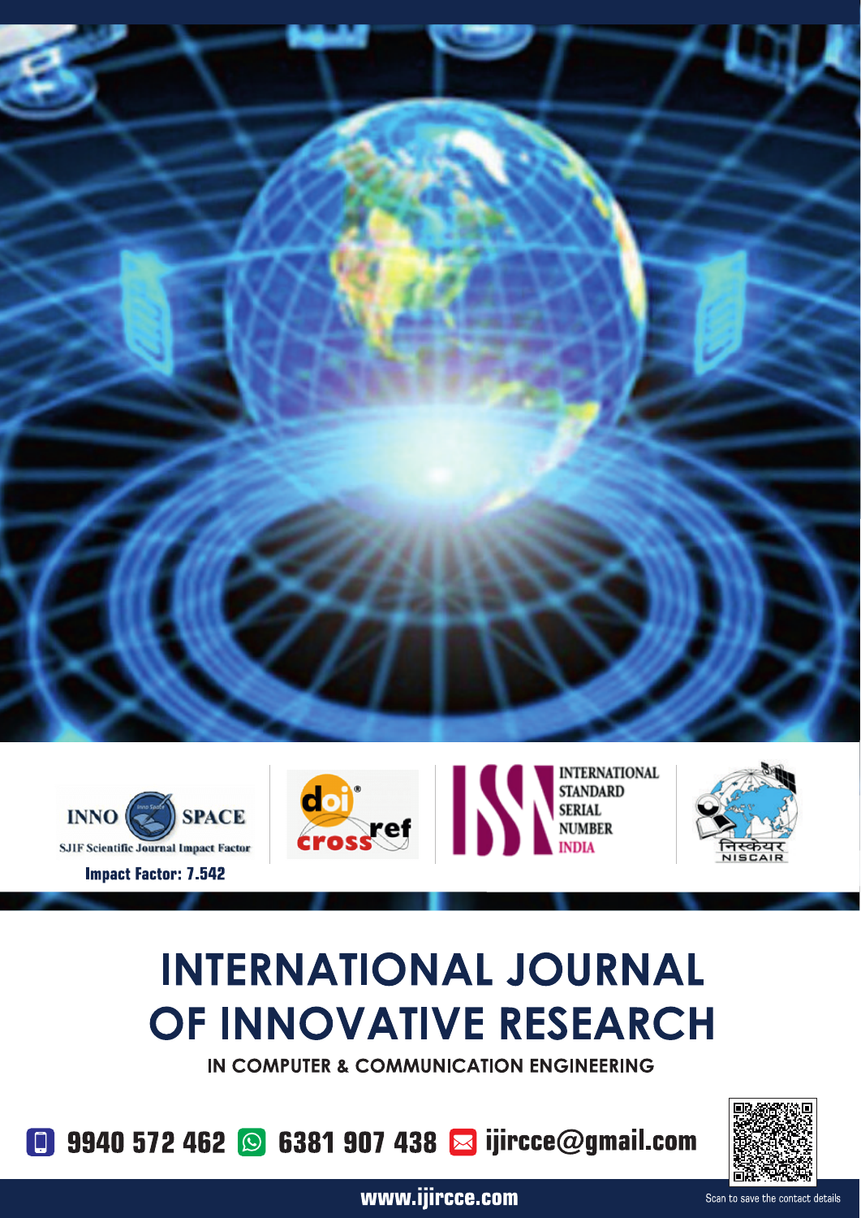INNO SPACE

SJIF Scientific Journal Impact Factor

**Impact Factor: 7.542**

INTERNATIONAL STANDARD SERIAL NUMBER INDIA

निस्केयर NISCAIR

# INTERNATIONAL JOURNAL OF INNOVATIVE RESEARCH

IN COMPUTER & COMMUNICATION ENGINEERING

**9940 572 462** **6381 907 438** **ijircce@gmail.com**

**www.ijircce.com**

Scan to save the contact details